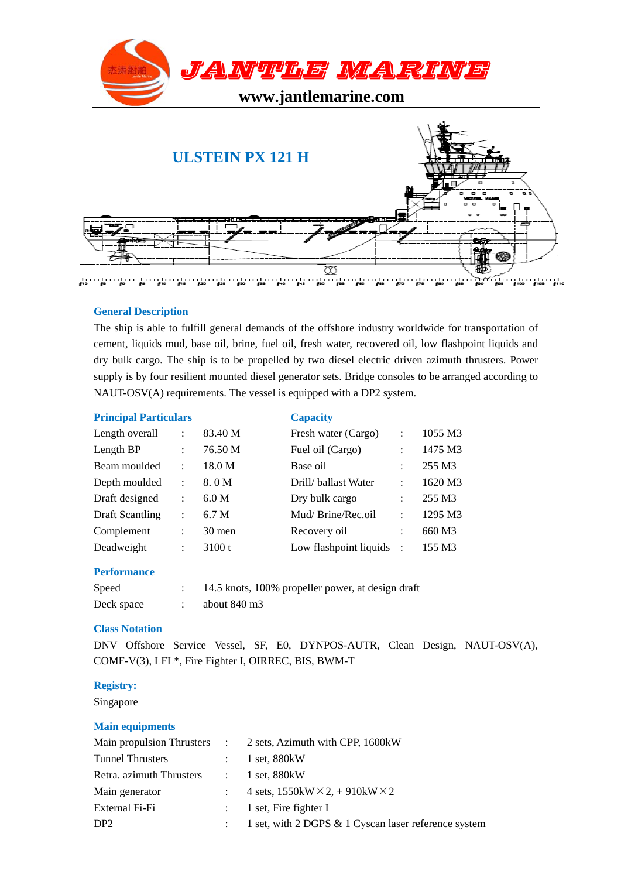# JANTLE MARINE

www.jantlemarine.com

## ULSTEIN PX 121 H

### General Description

The ship is able to fulfill general demands of the offshore industry worldwide for transportation of cement, liquids mud, base oil, brine, fuel oil, fresh water, recovered oil, low flashpoint liquids and dry bulk cargo. The ship is to be propelled by two diesel electric driven azimuth thrusters. Power supply is by four resilient mounted diesel generator sets. Bridge consoles to be arranged according to NAUT-OSV(A) requirements. The vessel is equipped with a DP2 system.

### Principal Particulars

| | | |
|---|---|---|
| Length overall | : | 83.40 M |
| Length BP | : | 76.50 M |
| Beam moulded | : | 18.0 M |
| Depth moulded | : | 8. 0 M |
| Draft designed | : | 6.0 M |
| Draft Scantling | : | 6.7 M |
| Complement | : | 30 men |
| Deadweight | : | 3100 t |

### Capacity

| | | |
|---|---|---|
| Fresh water (Cargo) | : | 1055 M3 |
| Fuel oil (Cargo) | : | 1475 M3 |
| Base oil | : | 255 M3 |
| Drill/ ballast Water | : | 1620 M3 |
| Dry bulk cargo | : | 255 M3 |
| Mud/ Brine/Rec.oil | : | 1295 M3 |
| Recovery oil | : | 660 M3 |
| Low flashpoint liquids | : | 155 M3 |

### Performance

| | | |
|---|---|---|
| Speed | : | 14.5 knots, 100% propeller power, at design draft |
| Deck space | : | about 840 m3 |

### Class Notation

DNV Offshore Service Vessel, SF, E0, DYNPOS-AUTR, Clean Design, NAUT-OSV(A), COMF-V(3), LFL*, Fire Fighter I, OIRREC, BIS, BWM-T

### Registry:

Singapore

### Main equipments

| | | |
|---|---|---|
| Main propulsion Thrusters | : | 2 sets, Azimuth with CPP, 1600kW |
| Tunnel Thrusters | : | 1 set, 880kW |
| Retra. azimuth Thrusters | : | 1 set, 880kW |
| Main generator | : | 4 sets, 1550kW×2, + 910kW×2 |
| External Fi-Fi | : | 1 set, Fire fighter I |
| DP2 | : | 1 set, with 2 DGPS & 1 Cyscan laser reference system |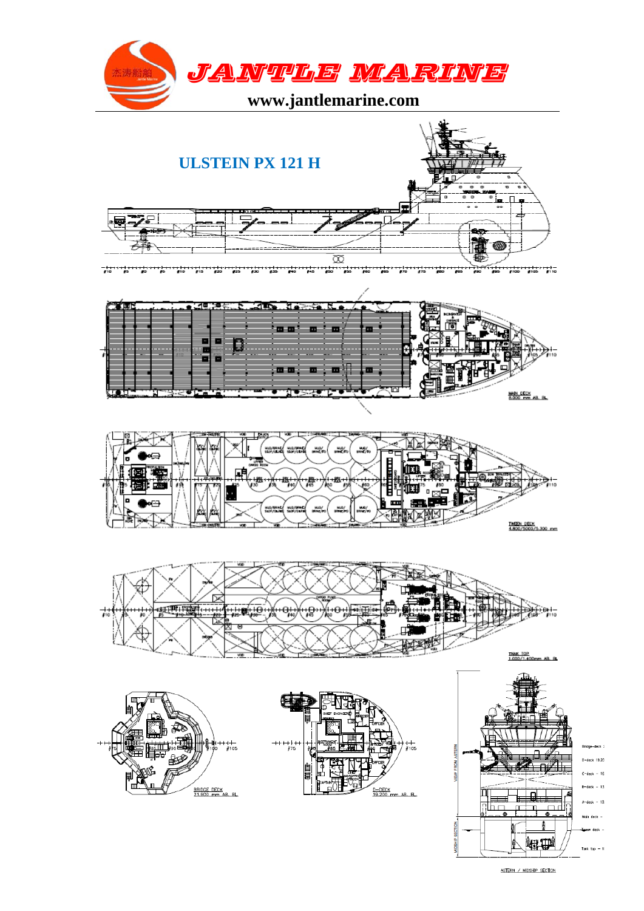杰涛船舶

# JANTLE MARINE

**www.jantlemarine.com**

## ULSTEIN PX 121 H

MAIN DECK
8.000 mm AB. BL

TWEEN DECK
4.800/5000/5.300 mm

TANK TOP
1.000/1.400mm AB. BL

BRIDGE DECK
21.600 mm AB. BL

D-DECK
19.200 mm AB. BL

ASTERN / MIDSHIP SECTION